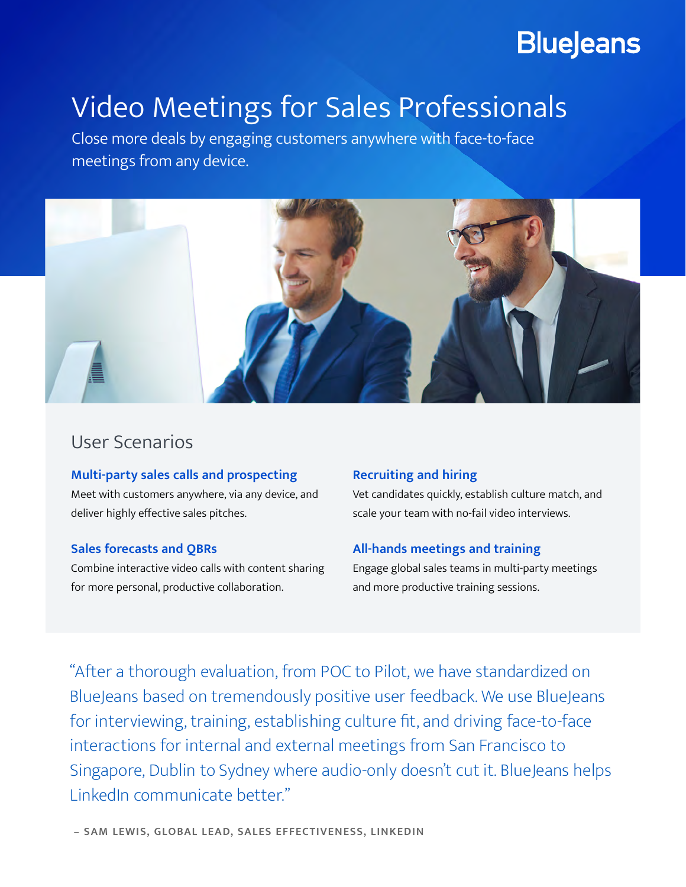BlueJeans

# Video Meetings for Sales Professionals

Close more deals by engaging customers anywhere with face-to-face meetings from any device.

## User Scenarios

### Multi-party sales calls and prospecting

Meet with customers anywhere, via any device, and deliver highly effective sales pitches.

### Sales forecasts and QBRs

Combine interactive video calls with content sharing for more personal, productive collaboration.

### Recruiting and hiring

Vet candidates quickly, establish culture match, and scale your team with no-fail video interviews.

### All-hands meetings and training

Engage global sales teams in multi-party meetings and more productive training sessions.

"After a thorough evaluation, from POC to Pilot, we have standardized on BlueJeans based on tremendously positive user feedback. We use BlueJeans for interviewing, training, establishing culture fit, and driving face-to-face interactions for internal and external meetings from San Francisco to Singapore, Dublin to Sydney where audio-only doesn't cut it. BlueJeans helps LinkedIn communicate better."

– SAM LEWIS, GLOBAL LEAD, SALES EFFECTIVENESS, LINKEDIN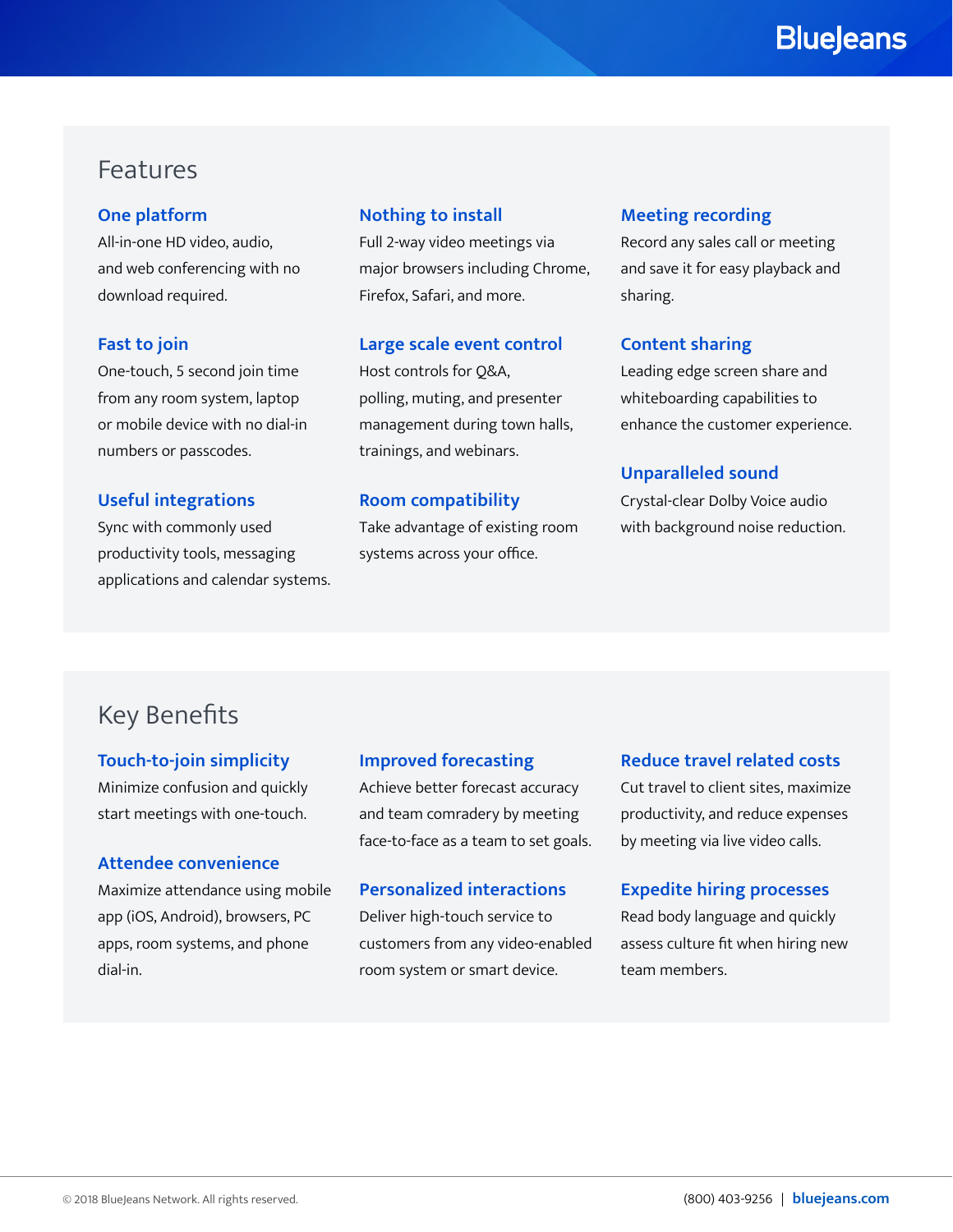## Features

### One platform

All-in-one HD video, audio, and web conferencing with no download required.

### Fast to join

One-touch, 5 second join time from any room system, laptop or mobile device with no dial-in numbers or passcodes.

### Useful integrations

Sync with commonly used productivity tools, messaging applications and calendar systems.

### Nothing to install

Full 2-way video meetings via major browsers including Chrome, Firefox, Safari, and more.

### Large scale event control

Host controls for Q&A, polling, muting, and presenter management during town halls, trainings, and webinars.

### Room compatibility

Take advantage of existing room systems across your office.

### Meeting recording

Record any sales call or meeting and save it for easy playback and sharing.

### Content sharing

Leading edge screen share and whiteboarding capabilities to enhance the customer experience.

### Unparalleled sound

Crystal-clear Dolby Voice audio with background noise reduction.

## Key Benefits

### Touch-to-join simplicity

Minimize confusion and quickly start meetings with one-touch.

### Attendee convenience

Maximize attendance using mobile app (iOS, Android), browsers, PC apps, room systems, and phone dial-in.

### Improved forecasting

Achieve better forecast accuracy and team comradery by meeting face-to-face as a team to set goals.

### Personalized interactions

Deliver high-touch service to customers from any video-enabled room system or smart device.

### Reduce travel related costs

Cut travel to client sites, maximize productivity, and reduce expenses by meeting via live video calls.

### Expedite hiring processes

Read body language and quickly assess culture fit when hiring new team members.

© 2018 BlueJeans Network. All rights reserved. (800) 403-9256 | bluejeans.com